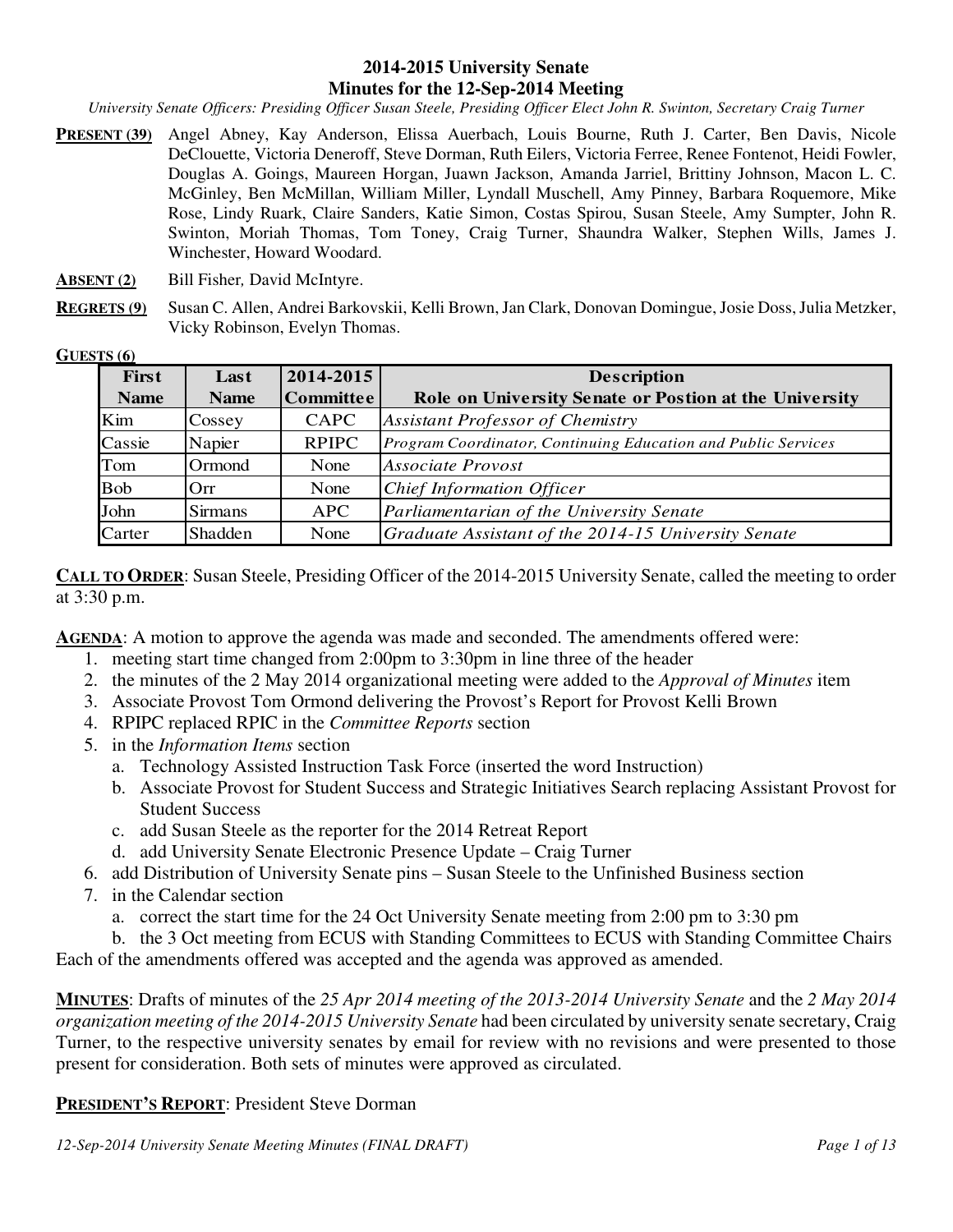# 2014-2015 University Senate
## Minutes for the 12-Sep-2014 Meeting

*University Senate Officers: Presiding Officer Susan Steele, Presiding Officer Elect John R. Swinton, Secretary Craig Turner*

**PRESENT (39)** Angel Abney, Kay Anderson, Elissa Auerbach, Louis Bourne, Ruth J. Carter, Ben Davis, Nicole DeClouette, Victoria Deneroff, Steve Dorman, Ruth Eilers, Victoria Ferree, Renee Fontenot, Heidi Fowler, Douglas A. Goings, Maureen Horgan, Juawn Jackson, Amanda Jarriel, Brittiny Johnson, Macon L. C. McGinley, Ben McMillan, William Miller, Lyndall Muschell, Amy Pinney, Barbara Roquemore, Mike Rose, Lindy Ruark, Claire Sanders, Katie Simon, Costas Spirou, Susan Steele, Amy Sumpter, John R. Swinton, Moriah Thomas, Tom Toney, Craig Turner, Shaundra Walker, Stephen Wills, James J. Winchester, Howard Woodard.

**ABSENT (2)** Bill Fisher, David McIntyre.

**REGRETS (9)** Susan C. Allen, Andrei Barkovskii, Kelli Brown, Jan Clark, Donovan Domingue, Josie Doss, Julia Metzker, Vicky Robinson, Evelyn Thomas.

**GUESTS (6)**

| First Name | Last Name | 2014-2015 Committee | Description Role on University Senate or Postion at the University |
|---|---|---|---|
| Kim | Cossey | CAPC | *Assistant Professor of Chemistry* |
| Cassie | Napier | RPIPC | *Program Coordinator, Continuing Education and Public Services* |
| Tom | Ormond | None | *Associate Provost* |
| Bob | Orr | None | *Chief Information Officer* |
| John | Sirmans | APC | *Parliamentarian of the University Senate* |
| Carter | Shadden | None | *Graduate Assistant of the 2014-15 University Senate* |

**CALL TO ORDER**: Susan Steele, Presiding Officer of the 2014-2015 University Senate, called the meeting to order at 3:30 p.m.

**AGENDA**: A motion to approve the agenda was made and seconded. The amendments offered were:

1. meeting start time changed from 2:00pm to 3:30pm in line three of the header
2. the minutes of the 2 May 2014 organizational meeting were added to the *Approval of Minutes* item
3. Associate Provost Tom Ormond delivering the Provost's Report for Provost Kelli Brown
4. RPIPC replaced RPIC in the *Committee Reports* section
5. in the *Information Items* section
   a. Technology Assisted Instruction Task Force (inserted the word Instruction)
   b. Associate Provost for Student Success and Strategic Initiatives Search replacing Assistant Provost for Student Success
   c. add Susan Steele as the reporter for the 2014 Retreat Report
   d. add University Senate Electronic Presence Update – Craig Turner
6. add Distribution of University Senate pins – Susan Steele to the Unfinished Business section
7. in the Calendar section
   a. correct the start time for the 24 Oct University Senate meeting from 2:00 pm to 3:30 pm
   b. the 3 Oct meeting from ECUS with Standing Committees to ECUS with Standing Committee Chairs

Each of the amendments offered was accepted and the agenda was approved as amended.

**MINUTES**: Drafts of minutes of the *25 Apr 2014 meeting of the 2013-2014 University Senate* and the *2 May 2014 organization meeting of the 2014-2015 University Senate* had been circulated by university senate secretary, Craig Turner, to the respective university senates by email for review with no revisions and were presented to those present for consideration. Both sets of minutes were approved as circulated.

**PRESIDENT'S REPORT**: President Steve Dorman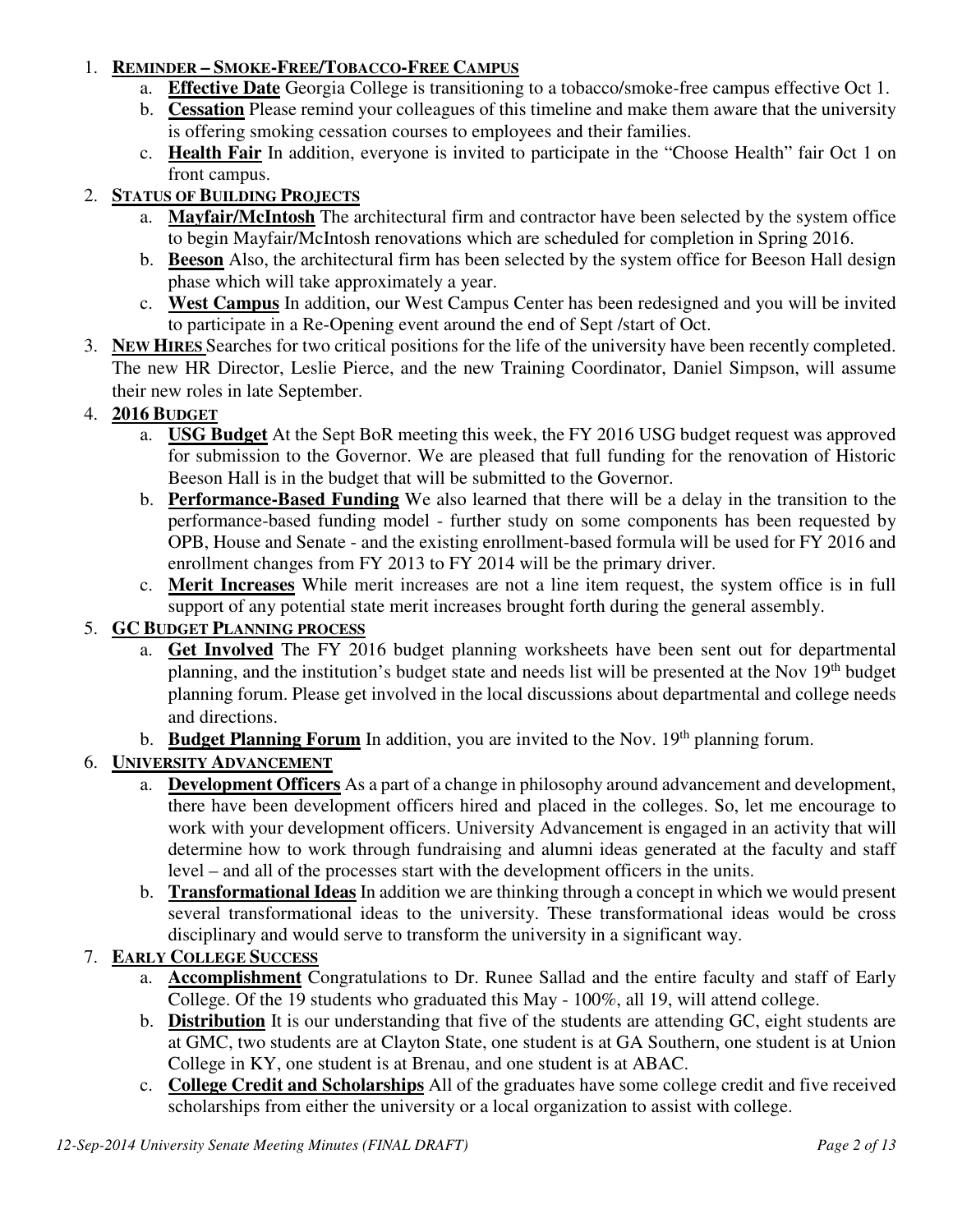1. **REMINDER – SMOKE-FREE/TOBACCO-FREE CAMPUS**
   a. **Effective Date** Georgia College is transitioning to a tobacco/smoke-free campus effective Oct 1.
   b. **Cessation** Please remind your colleagues of this timeline and make them aware that the university is offering smoking cessation courses to employees and their families.
   c. **Health Fair** In addition, everyone is invited to participate in the "Choose Health" fair Oct 1 on front campus.
2. **STATUS OF BUILDING PROJECTS**
   a. **Mayfair/McIntosh** The architectural firm and contractor have been selected by the system office to begin Mayfair/McIntosh renovations which are scheduled for completion in Spring 2016.
   b. **Beeson** Also, the architectural firm has been selected by the system office for Beeson Hall design phase which will take approximately a year.
   c. **West Campus** In addition, our West Campus Center has been redesigned and you will be invited to participate in a Re-Opening event around the end of Sept /start of Oct.
3. **NEW HIRES** Searches for two critical positions for the life of the university have been recently completed. The new HR Director, Leslie Pierce, and the new Training Coordinator, Daniel Simpson, will assume their new roles in late September.
4. **2016 BUDGET**
   a. **USG Budget** At the Sept BoR meeting this week, the FY 2016 USG budget request was approved for submission to the Governor. We are pleased that full funding for the renovation of Historic Beeson Hall is in the budget that will be submitted to the Governor.
   b. **Performance-Based Funding** We also learned that there will be a delay in the transition to the performance-based funding model - further study on some components has been requested by OPB, House and Senate - and the existing enrollment-based formula will be used for FY 2016 and enrollment changes from FY 2013 to FY 2014 will be the primary driver.
   c. **Merit Increases** While merit increases are not a line item request, the system office is in full support of any potential state merit increases brought forth during the general assembly.
5. **GC BUDGET PLANNING PROCESS**
   a. **Get Involved** The FY 2016 budget planning worksheets have been sent out for departmental planning, and the institution's budget state and needs list will be presented at the Nov 19th budget planning forum. Please get involved in the local discussions about departmental and college needs and directions.
   b. **Budget Planning Forum** In addition, you are invited to the Nov. 19th planning forum.
6. **UNIVERSITY ADVANCEMENT**
   a. **Development Officers** As a part of a change in philosophy around advancement and development, there have been development officers hired and placed in the colleges. So, let me encourage to work with your development officers. University Advancement is engaged in an activity that will determine how to work through fundraising and alumni ideas generated at the faculty and staff level – and all of the processes start with the development officers in the units.
   b. **Transformational Ideas** In addition we are thinking through a concept in which we would present several transformational ideas to the university. These transformational ideas would be cross disciplinary and would serve to transform the university in a significant way.
7. **EARLY COLLEGE SUCCESS**
   a. **Accomplishment** Congratulations to Dr. Runee Sallad and the entire faculty and staff of Early College. Of the 19 students who graduated this May - 100%, all 19, will attend college.
   b. **Distribution** It is our understanding that five of the students are attending GC, eight students are at GMC, two students are at Clayton State, one student is at GA Southern, one student is at Union College in KY, one student is at Brenau, and one student is at ABAC.
   c. **College Credit and Scholarships** All of the graduates have some college credit and five received scholarships from either the university or a local organization to assist with college.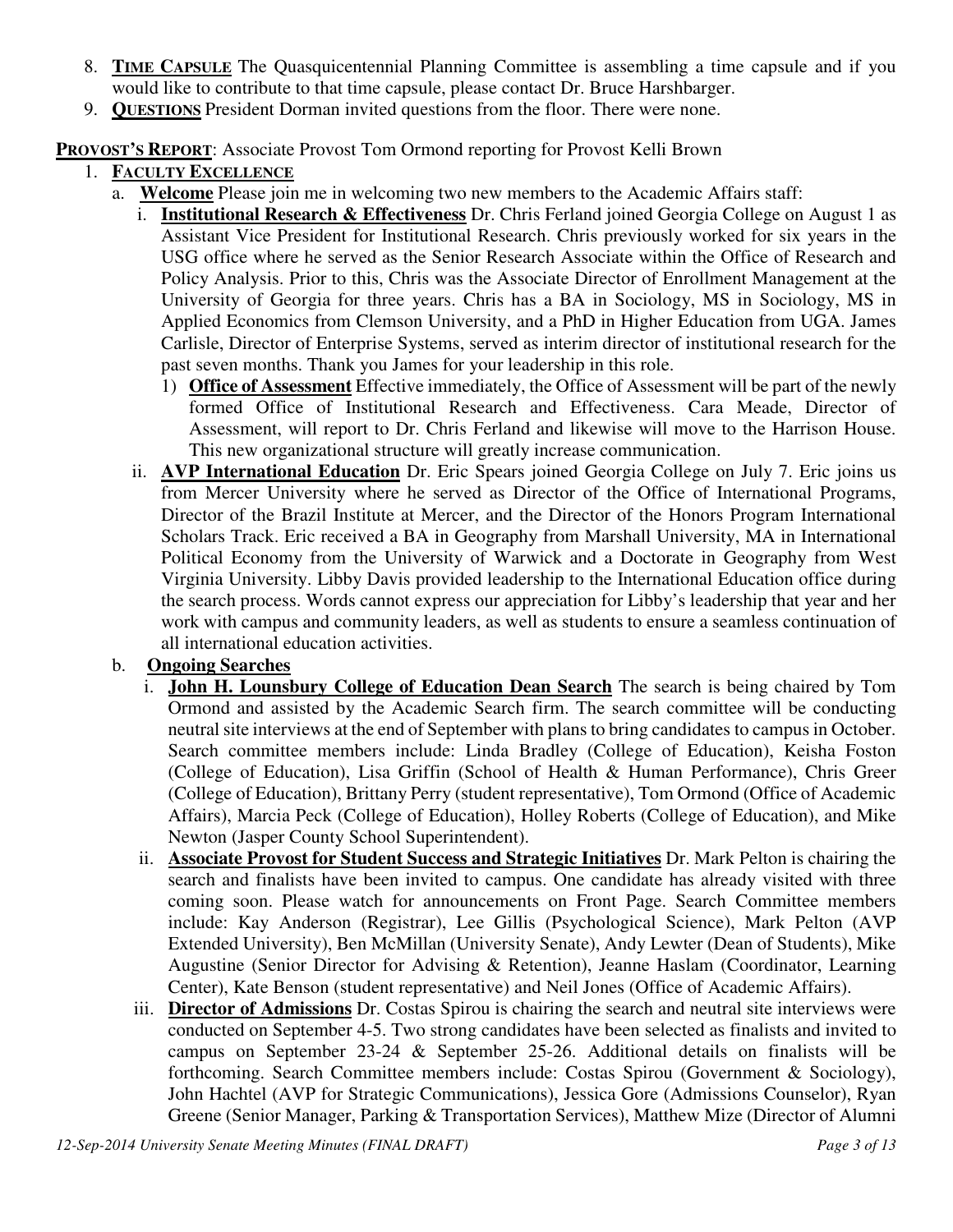8. **TIME CAPSULE** The Quasquicentennial Planning Committee is assembling a time capsule and if you would like to contribute to that time capsule, please contact Dr. Bruce Harshbarger.
9. **QUESTIONS** President Dorman invited questions from the floor. There were none.

**PROVOST'S REPORT**: Associate Provost Tom Ormond reporting for Provost Kelli Brown

1. **FACULTY EXCELLENCE**
   a. **Welcome** Please join me in welcoming two new members to the Academic Affairs staff:
      i. **Institutional Research & Effectiveness** Dr. Chris Ferland joined Georgia College on August 1 as Assistant Vice President for Institutional Research. Chris previously worked for six years in the USG office where he served as the Senior Research Associate within the Office of Research and Policy Analysis. Prior to this, Chris was the Associate Director of Enrollment Management at the University of Georgia for three years. Chris has a BA in Sociology, MS in Sociology, MS in Applied Economics from Clemson University, and a PhD in Higher Education from UGA. James Carlisle, Director of Enterprise Systems, served as interim director of institutional research for the past seven months. Thank you James for your leadership in this role.
         1) **Office of Assessment** Effective immediately, the Office of Assessment will be part of the newly formed Office of Institutional Research and Effectiveness. Cara Meade, Director of Assessment, will report to Dr. Chris Ferland and likewise will move to the Harrison House. This new organizational structure will greatly increase communication.
      ii. **AVP International Education** Dr. Eric Spears joined Georgia College on July 7. Eric joins us from Mercer University where he served as Director of the Office of International Programs, Director of the Brazil Institute at Mercer, and the Director of the Honors Program International Scholars Track. Eric received a BA in Geography from Marshall University, MA in International Political Economy from the University of Warwick and a Doctorate in Geography from West Virginia University. Libby Davis provided leadership to the International Education office during the search process. Words cannot express our appreciation for Libby's leadership that year and her work with campus and community leaders, as well as students to ensure a seamless continuation of all international education activities.
   b. **Ongoing Searches**
      i. **John H. Lounsbury College of Education Dean Search** The search is being chaired by Tom Ormond and assisted by the Academic Search firm. The search committee will be conducting neutral site interviews at the end of September with plans to bring candidates to campus in October. Search committee members include: Linda Bradley (College of Education), Keisha Foston (College of Education), Lisa Griffin (School of Health & Human Performance), Chris Greer (College of Education), Brittany Perry (student representative), Tom Ormond (Office of Academic Affairs), Marcia Peck (College of Education), Holley Roberts (College of Education), and Mike Newton (Jasper County School Superintendent).
      ii. **Associate Provost for Student Success and Strategic Initiatives** Dr. Mark Pelton is chairing the search and finalists have been invited to campus. One candidate has already visited with three coming soon. Please watch for announcements on Front Page. Search Committee members include: Kay Anderson (Registrar), Lee Gillis (Psychological Science), Mark Pelton (AVP Extended University), Ben McMillan (University Senate), Andy Lewter (Dean of Students), Mike Augustine (Senior Director for Advising & Retention), Jeanne Haslam (Coordinator, Learning Center), Kate Benson (student representative) and Neil Jones (Office of Academic Affairs).
      iii. **Director of Admissions** Dr. Costas Spirou is chairing the search and neutral site interviews were conducted on September 4-5. Two strong candidates have been selected as finalists and invited to campus on September 23-24 & September 25-26. Additional details on finalists will be forthcoming. Search Committee members include: Costas Spirou (Government & Sociology), John Hachtel (AVP for Strategic Communications), Jessica Gore (Admissions Counselor), Ryan Greene (Senior Manager, Parking & Transportation Services), Matthew Mize (Director of Alumni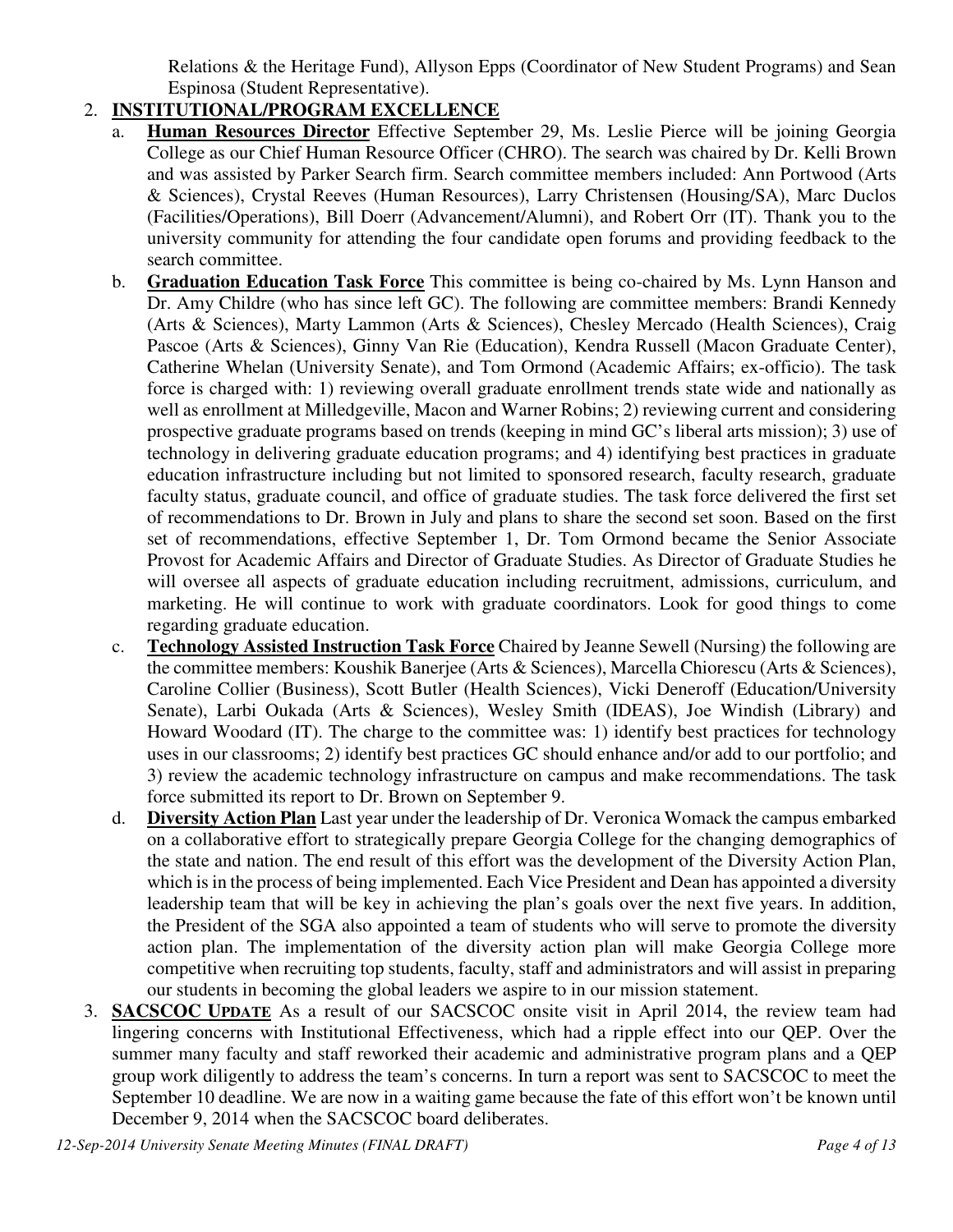Relations & the Heritage Fund), Allyson Epps (Coordinator of New Student Programs) and Sean Espinosa (Student Representative).

2. **INSTITUTIONAL/PROGRAM EXCELLENCE**
   a. **Human Resources Director** Effective September 29, Ms. Leslie Pierce will be joining Georgia College as our Chief Human Resource Officer (CHRO). The search was chaired by Dr. Kelli Brown and was assisted by Parker Search firm. Search committee members included: Ann Portwood (Arts & Sciences), Crystal Reeves (Human Resources), Larry Christensen (Housing/SA), Marc Duclos (Facilities/Operations), Bill Doerr (Advancement/Alumni), and Robert Orr (IT). Thank you to the university community for attending the four candidate open forums and providing feedback to the search committee.

   b. **Graduation Education Task Force** This committee is being co-chaired by Ms. Lynn Hanson and Dr. Amy Childre (who has since left GC). The following are committee members: Brandi Kennedy (Arts & Sciences), Marty Lammon (Arts & Sciences), Chesley Mercado (Health Sciences), Craig Pascoe (Arts & Sciences), Ginny Van Rie (Education), Kendra Russell (Macon Graduate Center), Catherine Whelan (University Senate), and Tom Ormond (Academic Affairs; ex-officio). The task force is charged with: 1) reviewing overall graduate enrollment trends state wide and nationally as well as enrollment at Milledgeville, Macon and Warner Robins; 2) reviewing current and considering prospective graduate programs based on trends (keeping in mind GC's liberal arts mission); 3) use of technology in delivering graduate education programs; and 4) identifying best practices in graduate education infrastructure including but not limited to sponsored research, faculty research, graduate faculty status, graduate council, and office of graduate studies. The task force delivered the first set of recommendations to Dr. Brown in July and plans to share the second set soon. Based on the first set of recommendations, effective September 1, Dr. Tom Ormond became the Senior Associate Provost for Academic Affairs and Director of Graduate Studies. As Director of Graduate Studies he will oversee all aspects of graduate education including recruitment, admissions, curriculum, and marketing. He will continue to work with graduate coordinators. Look for good things to come regarding graduate education.

   c. **Technology Assisted Instruction Task Force** Chaired by Jeanne Sewell (Nursing) the following are the committee members: Koushik Banerjee (Arts & Sciences), Marcella Chiorescu (Arts & Sciences), Caroline Collier (Business), Scott Butler (Health Sciences), Vicki Deneroff (Education/University Senate), Larbi Oukada (Arts & Sciences), Wesley Smith (IDEAS), Joe Windish (Library) and Howard Woodard (IT). The charge to the committee was: 1) identify best practices for technology uses in our classrooms; 2) identify best practices GC should enhance and/or add to our portfolio; and 3) review the academic technology infrastructure on campus and make recommendations. The task force submitted its report to Dr. Brown on September 9.

   d. **Diversity Action Plan** Last year under the leadership of Dr. Veronica Womack the campus embarked on a collaborative effort to strategically prepare Georgia College for the changing demographics of the state and nation. The end result of this effort was the development of the Diversity Action Plan, which is in the process of being implemented. Each Vice President and Dean has appointed a diversity leadership team that will be key in achieving the plan's goals over the next five years. In addition, the President of the SGA also appointed a team of students who will serve to promote the diversity action plan. The implementation of the diversity action plan will make Georgia College more competitive when recruiting top students, faculty, staff and administrators and will assist in preparing our students in becoming the global leaders we aspire to in our mission statement.

3. **SACSCOC UPDATE** As a result of our SACSCOC onsite visit in April 2014, the review team had lingering concerns with Institutional Effectiveness, which had a ripple effect into our QEP. Over the summer many faculty and staff reworked their academic and administrative program plans and a QEP group work diligently to address the team's concerns. In turn a report was sent to SACSCOC to meet the September 10 deadline. We are now in a waiting game because the fate of this effort won't be known until December 9, 2014 when the SACSCOC board deliberates.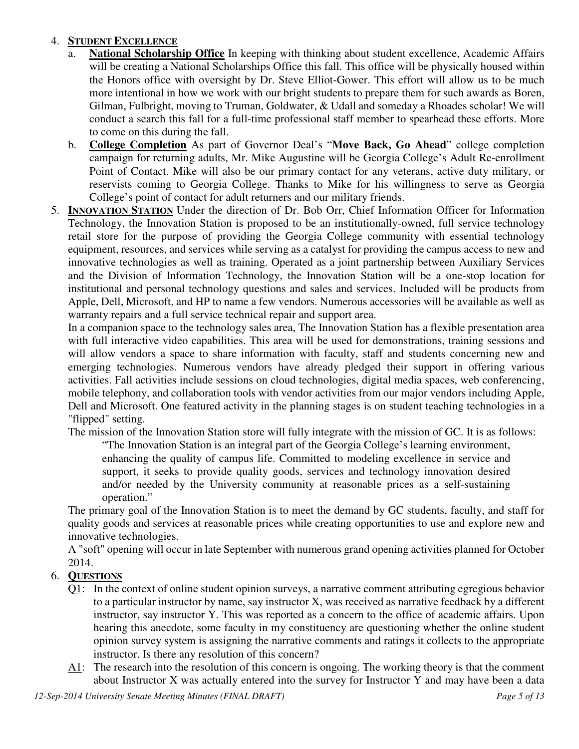4. **STUDENT EXCELLENCE**
   a. **National Scholarship Office** In keeping with thinking about student excellence, Academic Affairs will be creating a National Scholarships Office this fall. This office will be physically housed within the Honors office with oversight by Dr. Steve Elliot-Gower. This effort will allow us to be much more intentional in how we work with our bright students to prepare them for such awards as Boren, Gilman, Fulbright, moving to Truman, Goldwater, & Udall and someday a Rhoades scholar! We will conduct a search this fall for a full-time professional staff member to spearhead these efforts. More to come on this during the fall.
   b. **College Completion** As part of Governor Deal's "**Move Back, Go Ahead**" college completion campaign for returning adults, Mr. Mike Augustine will be Georgia College's Adult Re-enrollment Point of Contact. Mike will also be our primary contact for any veterans, active duty military, or reservists coming to Georgia College. Thanks to Mike for his willingness to serve as Georgia College's point of contact for adult returners and our military friends.
5. **INNOVATION STATION** Under the direction of Dr. Bob Orr, Chief Information Officer for Information Technology, the Innovation Station is proposed to be an institutionally-owned, full service technology retail store for the purpose of providing the Georgia College community with essential technology equipment, resources, and services while serving as a catalyst for providing the campus access to new and innovative technologies as well as training. Operated as a joint partnership between Auxiliary Services and the Division of Information Technology, the Innovation Station will be a one-stop location for institutional and personal technology questions and sales and services. Included will be products from Apple, Dell, Microsoft, and HP to name a few vendors. Numerous accessories will be available as well as warranty repairs and a full service technical repair and support area.

   In a companion space to the technology sales area, The Innovation Station has a flexible presentation area with full interactive video capabilities. This area will be used for demonstrations, training sessions and will allow vendors a space to share information with faculty, staff and students concerning new and emerging technologies. Numerous vendors have already pledged their support in offering various activities. Fall activities include sessions on cloud technologies, digital media spaces, web conferencing, mobile telephony, and collaboration tools with vendor activities from our major vendors including Apple, Dell and Microsoft. One featured activity in the planning stages is on student teaching technologies in a "flipped" setting.

   The mission of the Innovation Station store will fully integrate with the mission of GC. It is as follows:

   > "The Innovation Station is an integral part of the Georgia College's learning environment, enhancing the quality of campus life. Committed to modeling excellence in service and support, it seeks to provide quality goods, services and technology innovation desired and/or needed by the University community at reasonable prices as a self-sustaining operation."

   The primary goal of the Innovation Station is to meet the demand by GC students, faculty, and staff for quality goods and services at reasonable prices while creating opportunities to use and explore new and innovative technologies.

   A "soft" opening will occur in late September with numerous grand opening activities planned for October 2014.
6. **QUESTIONS**

   Q1: In the context of online student opinion surveys, a narrative comment attributing egregious behavior to a particular instructor by name, say instructor X, was received as narrative feedback by a different instructor, say instructor Y. This was reported as a concern to the office of academic affairs. Upon hearing this anecdote, some faculty in my constituency are questioning whether the online student opinion survey system is assigning the narrative comments and ratings it collects to the appropriate instructor. Is there any resolution of this concern?

   A1: The research into the resolution of this concern is ongoing. The working theory is that the comment about Instructor X was actually entered into the survey for Instructor Y and may have been a data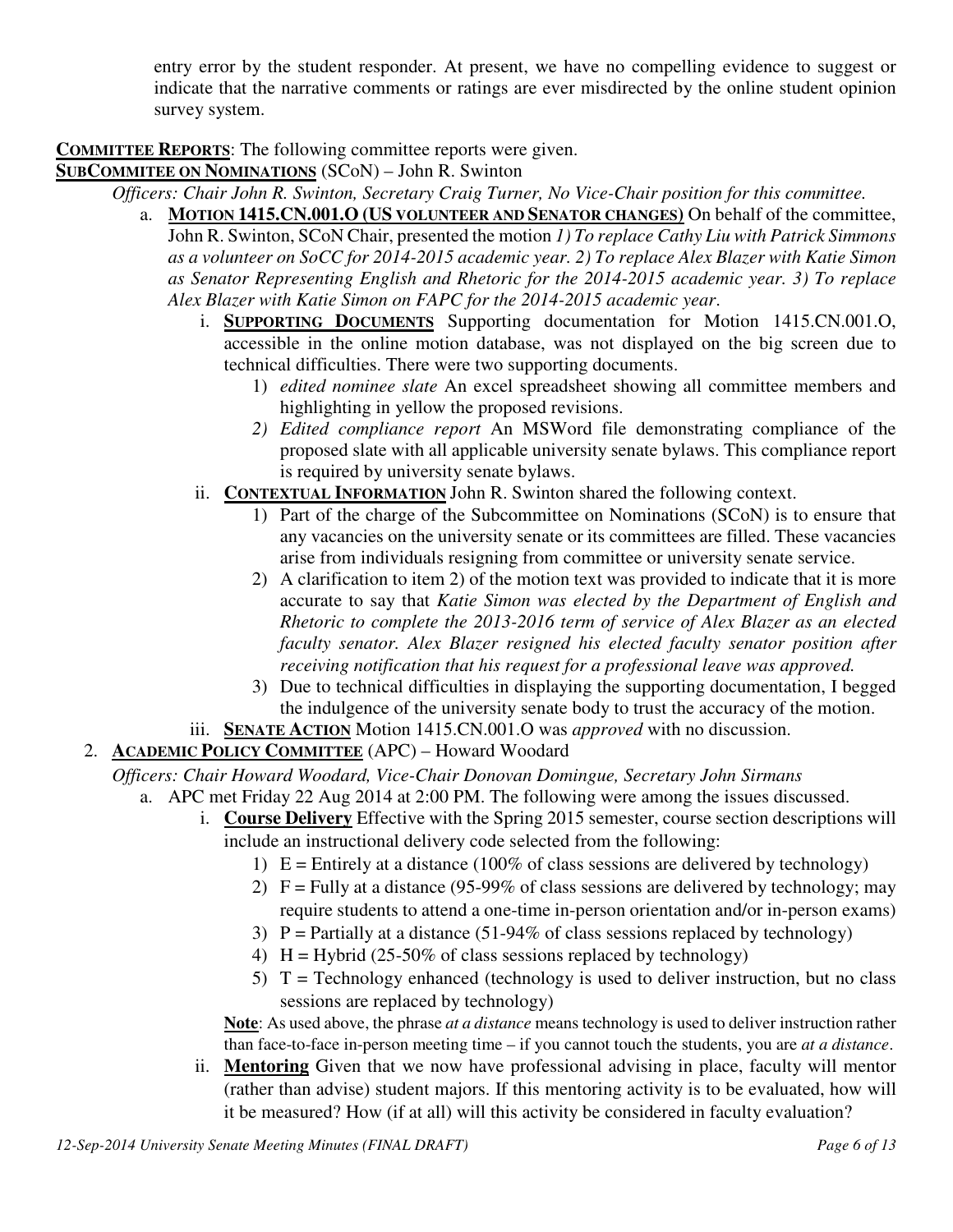entry error by the student responder. At present, we have no compelling evidence to suggest or indicate that the narrative comments or ratings are ever misdirected by the online student opinion survey system.

**COMMITTEE REPORTS**: The following committee reports were given.

**SUBCOMMITEE ON NOMINATIONS** (SCoN) – John R. Swinton

*Officers: Chair John R. Swinton, Secretary Craig Turner, No Vice-Chair position for this committee.*

a. **MOTION 1415.CN.001.O (US VOLUNTEER AND SENATOR CHANGES)** On behalf of the committee, John R. Swinton, SCoN Chair, presented the motion *1) To replace Cathy Liu with Patrick Simmons as a volunteer on SoCC for 2014-2015 academic year. 2) To replace Alex Blazer with Katie Simon as Senator Representing English and Rhetoric for the 2014-2015 academic year. 3) To replace Alex Blazer with Katie Simon on FAPC for the 2014-2015 academic year*.

   i. **SUPPORTING DOCUMENTS** Supporting documentation for Motion 1415.CN.001.O, accessible in the online motion database, was not displayed on the big screen due to technical difficulties. There were two supporting documents.
      1) *edited nominee slate* An excel spreadsheet showing all committee members and highlighting in yellow the proposed revisions.
      2) *Edited compliance report* An MSWord file demonstrating compliance of the proposed slate with all applicable university senate bylaws. This compliance report is required by university senate bylaws.

   ii. **CONTEXTUAL INFORMATION** John R. Swinton shared the following context.
      1) Part of the charge of the Subcommittee on Nominations (SCoN) is to ensure that any vacancies on the university senate or its committees are filled. These vacancies arise from individuals resigning from committee or university senate service.
      2) A clarification to item 2) of the motion text was provided to indicate that it is more accurate to say that *Katie Simon was elected by the Department of English and Rhetoric to complete the 2013-2016 term of service of Alex Blazer as an elected faculty senator. Alex Blazer resigned his elected faculty senator position after receiving notification that his request for a professional leave was approved.*
      3) Due to technical difficulties in displaying the supporting documentation, I begged the indulgence of the university senate body to trust the accuracy of the motion.

   iii. **SENATE ACTION** Motion 1415.CN.001.O was *approved* with no discussion.

2. **ACADEMIC POLICY COMMITTEE** (APC) – Howard Woodard

*Officers: Chair Howard Woodard, Vice-Chair Donovan Domingue, Secretary John Sirmans*

a. APC met Friday 22 Aug 2014 at 2:00 PM. The following were among the issues discussed.

   i. **Course Delivery** Effective with the Spring 2015 semester, course section descriptions will include an instructional delivery code selected from the following:
      1) E = Entirely at a distance (100% of class sessions are delivered by technology)
      2) F = Fully at a distance (95-99% of class sessions are delivered by technology; may require students to attend a one-time in-person orientation and/or in-person exams)
      3) P = Partially at a distance (51-94% of class sessions replaced by technology)
      4) H = Hybrid (25-50% of class sessions replaced by technology)
      5) T = Technology enhanced (technology is used to deliver instruction, but no class sessions are replaced by technology)

      **Note**: As used above, the phrase *at a distance* means technology is used to deliver instruction rather than face-to-face in-person meeting time – if you cannot touch the students, you are *at a distance*.

   ii. **Mentoring** Given that we now have professional advising in place, faculty will mentor (rather than advise) student majors. If this mentoring activity is to be evaluated, how will it be measured? How (if at all) will this activity be considered in faculty evaluation?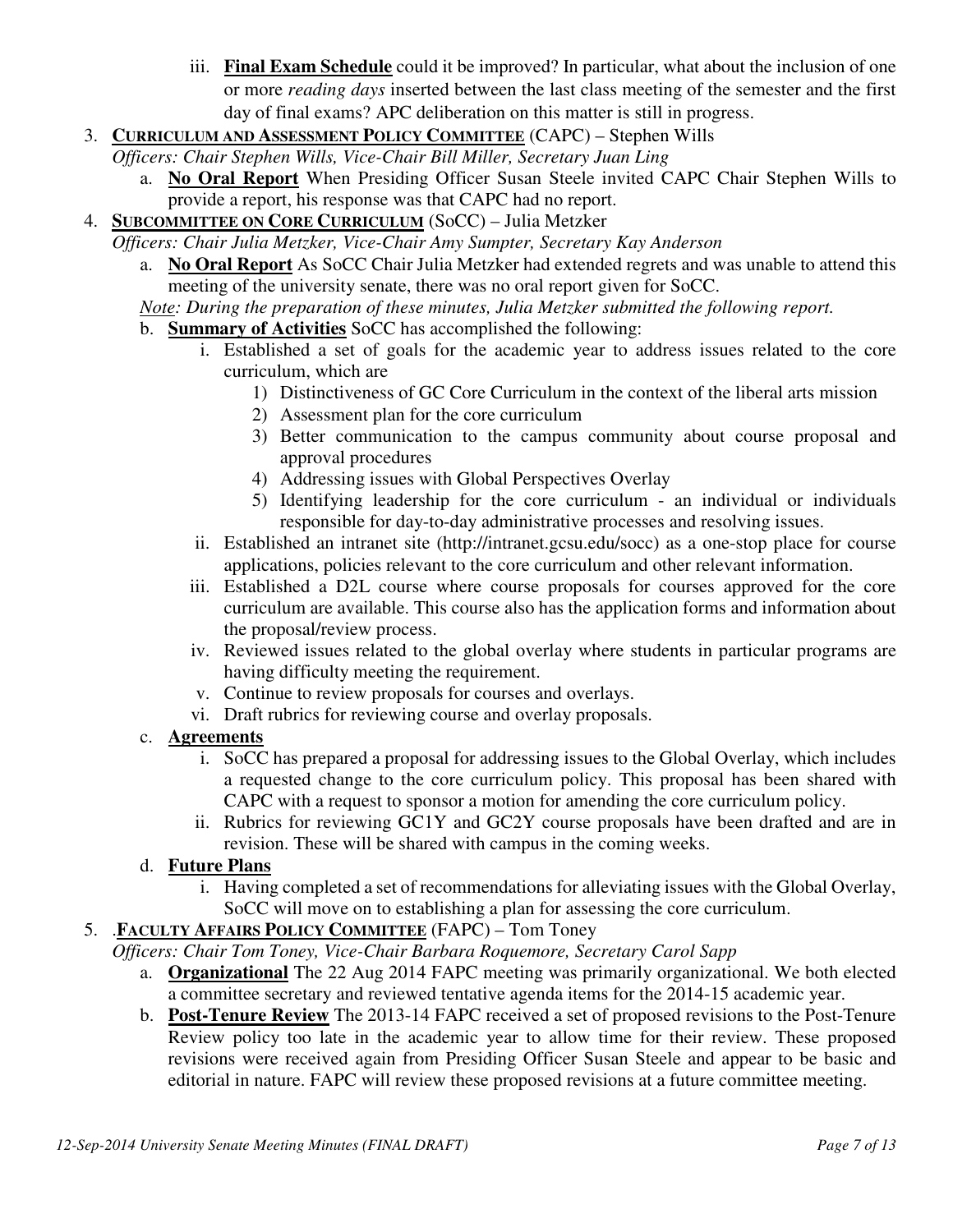iii. **Final Exam Schedule** could it be improved? In particular, what about the inclusion of one or more *reading days* inserted between the last class meeting of the semester and the first day of final exams? APC deliberation on this matter is still in progress.

3. **CURRICULUM AND ASSESSMENT POLICY COMMITTEE** (CAPC) – Stephen Wills

   *Officers: Chair Stephen Wills, Vice-Chair Bill Miller, Secretary Juan Ling*

   a. **No Oral Report** When Presiding Officer Susan Steele invited CAPC Chair Stephen Wills to provide a report, his response was that CAPC had no report.

4. **SUBCOMMITTEE ON CORE CURRICULUM** (SoCC) – Julia Metzker

   *Officers: Chair Julia Metzker, Vice-Chair Amy Sumpter, Secretary Kay Anderson*

   a. **No Oral Report** As SoCC Chair Julia Metzker had extended regrets and was unable to attend this meeting of the university senate, there was no oral report given for SoCC.

   *Note: During the preparation of these minutes, Julia Metzker submitted the following report.*

   b. **Summary of Activities** SoCC has accomplished the following:

      i. Established a set of goals for the academic year to address issues related to the core curriculum, which are
         1) Distinctiveness of GC Core Curriculum in the context of the liberal arts mission
         2) Assessment plan for the core curriculum
         3) Better communication to the campus community about course proposal and approval procedures
         4) Addressing issues with Global Perspectives Overlay
         5) Identifying leadership for the core curriculum - an individual or individuals responsible for day-to-day administrative processes and resolving issues.

      ii. Established an intranet site (http://intranet.gcsu.edu/socc) as a one-stop place for course applications, policies relevant to the core curriculum and other relevant information.

      iii. Established a D2L course where course proposals for courses approved for the core curriculum are available. This course also has the application forms and information about the proposal/review process.

      iv. Reviewed issues related to the global overlay where students in particular programs are having difficulty meeting the requirement.

      v. Continue to review proposals for courses and overlays.

      vi. Draft rubrics for reviewing course and overlay proposals.

   c. **Agreements**

      i. SoCC has prepared a proposal for addressing issues to the Global Overlay, which includes a requested change to the core curriculum policy. This proposal has been shared with CAPC with a request to sponsor a motion for amending the core curriculum policy.

      ii. Rubrics for reviewing GC1Y and GC2Y course proposals have been drafted and are in revision. These will be shared with campus in the coming weeks.

   d. **Future Plans**

      i. Having completed a set of recommendations for alleviating issues with the Global Overlay, SoCC will move on to establishing a plan for assessing the core curriculum.

5. .**FACULTY AFFAIRS POLICY COMMITTEE** (FAPC) – Tom Toney

   *Officers: Chair Tom Toney, Vice-Chair Barbara Roquemore, Secretary Carol Sapp*

   a. **Organizational** The 22 Aug 2014 FAPC meeting was primarily organizational. We both elected a committee secretary and reviewed tentative agenda items for the 2014-15 academic year.

   b. **Post-Tenure Review** The 2013-14 FAPC received a set of proposed revisions to the Post-Tenure Review policy too late in the academic year to allow time for their review. These proposed revisions were received again from Presiding Officer Susan Steele and appear to be basic and editorial in nature. FAPC will review these proposed revisions at a future committee meeting.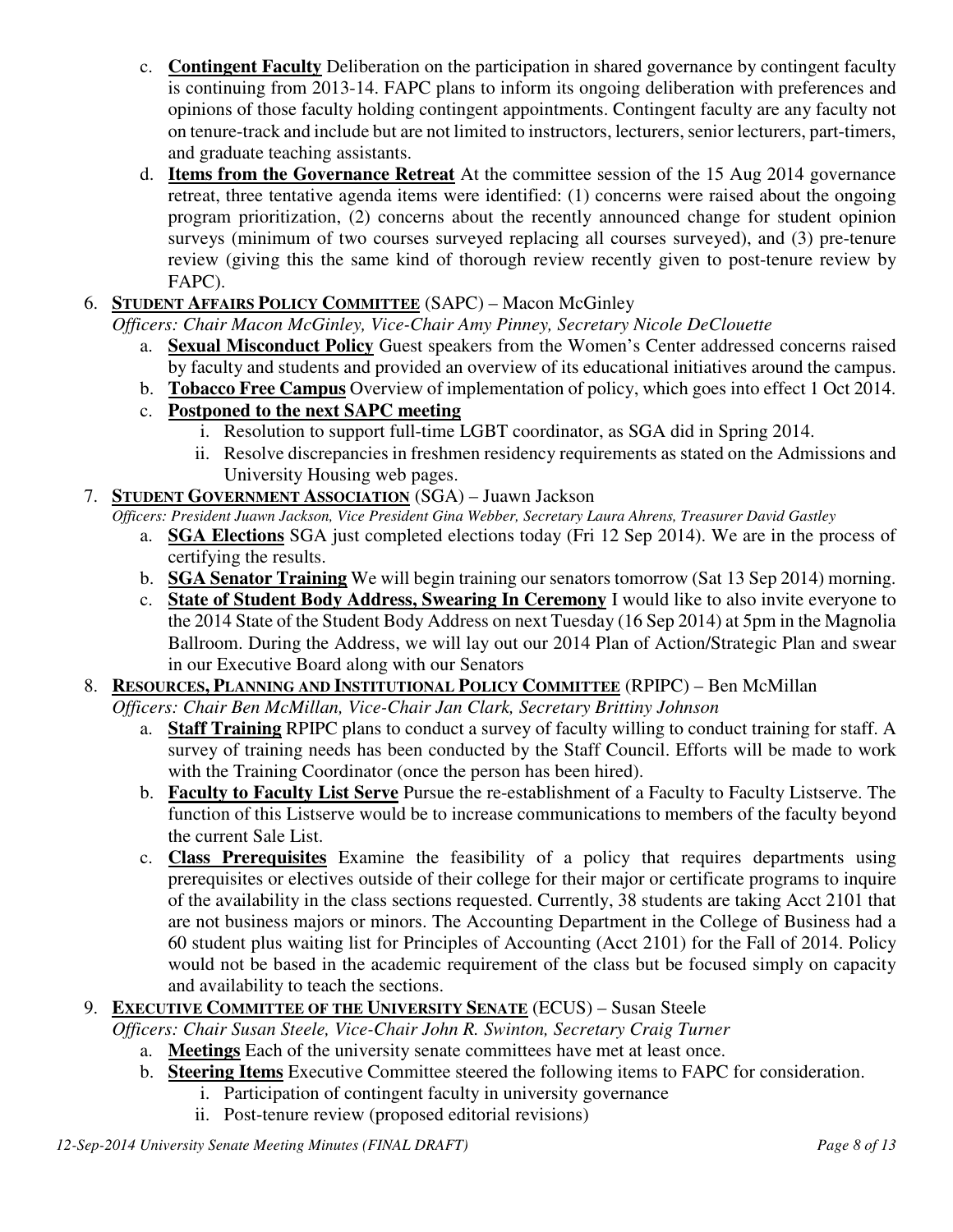c. **Contingent Faculty** Deliberation on the participation in shared governance by contingent faculty is continuing from 2013-14. FAPC plans to inform its ongoing deliberation with preferences and opinions of those faculty holding contingent appointments. Contingent faculty are any faculty not on tenure-track and include but are not limited to instructors, lecturers, senior lecturers, part-timers, and graduate teaching assistants.

d. **Items from the Governance Retreat** At the committee session of the 15 Aug 2014 governance retreat, three tentative agenda items were identified: (1) concerns were raised about the ongoing program prioritization, (2) concerns about the recently announced change for student opinion surveys (minimum of two courses surveyed replacing all courses surveyed), and (3) pre-tenure review (giving this the same kind of thorough review recently given to post-tenure review by FAPC).

6. **STUDENT AFFAIRS POLICY COMMITTEE** (SAPC) – Macon McGinley

   *Officers: Chair Macon McGinley, Vice-Chair Amy Pinney, Secretary Nicole DeClouette*

   a. **Sexual Misconduct Policy** Guest speakers from the Women's Center addressed concerns raised by faculty and students and provided an overview of its educational initiatives around the campus.
   b. **Tobacco Free Campus** Overview of implementation of policy, which goes into effect 1 Oct 2014.
   c. **Postponed to the next SAPC meeting**
      i. Resolution to support full-time LGBT coordinator, as SGA did in Spring 2014.
      ii. Resolve discrepancies in freshmen residency requirements as stated on the Admissions and University Housing web pages.

7. **STUDENT GOVERNMENT ASSOCIATION** (SGA) – Juawn Jackson

   *Officers: President Juawn Jackson, Vice President Gina Webber, Secretary Laura Ahrens, Treasurer David Gastley*

   a. **SGA Elections** SGA just completed elections today (Fri 12 Sep 2014). We are in the process of certifying the results.
   b. **SGA Senator Training** We will begin training our senators tomorrow (Sat 13 Sep 2014) morning.
   c. **State of Student Body Address, Swearing In Ceremony** I would like to also invite everyone to the 2014 State of the Student Body Address on next Tuesday (16 Sep 2014) at 5pm in the Magnolia Ballroom. During the Address, we will lay out our 2014 Plan of Action/Strategic Plan and swear in our Executive Board along with our Senators

8. **RESOURCES, PLANNING AND INSTITUTIONAL POLICY COMMITTEE** (RPIPC) – Ben McMillan

   *Officers: Chair Ben McMillan, Vice-Chair Jan Clark, Secretary Brittiny Johnson*

   a. **Staff Training** RPIPC plans to conduct a survey of faculty willing to conduct training for staff. A survey of training needs has been conducted by the Staff Council. Efforts will be made to work with the Training Coordinator (once the person has been hired).
   b. **Faculty to Faculty List Serve** Pursue the re-establishment of a Faculty to Faculty Listserve. The function of this Listserve would be to increase communications to members of the faculty beyond the current Sale List.
   c. **Class Prerequisites** Examine the feasibility of a policy that requires departments using prerequisites or electives outside of their college for their major or certificate programs to inquire of the availability in the class sections requested. Currently, 38 students are taking Acct 2101 that are not business majors or minors. The Accounting Department in the College of Business had a 60 student plus waiting list for Principles of Accounting (Acct 2101) for the Fall of 2014. Policy would not be based in the academic requirement of the class but be focused simply on capacity and availability to teach the sections.

9. **EXECUTIVE COMMITTEE OF THE UNIVERSITY SENATE** (ECUS) – Susan Steele

   *Officers: Chair Susan Steele, Vice-Chair John R. Swinton, Secretary Craig Turner*

   a. **Meetings** Each of the university senate committees have met at least once.
   b. **Steering Items** Executive Committee steered the following items to FAPC for consideration.
      i. Participation of contingent faculty in university governance
      ii. Post-tenure review (proposed editorial revisions)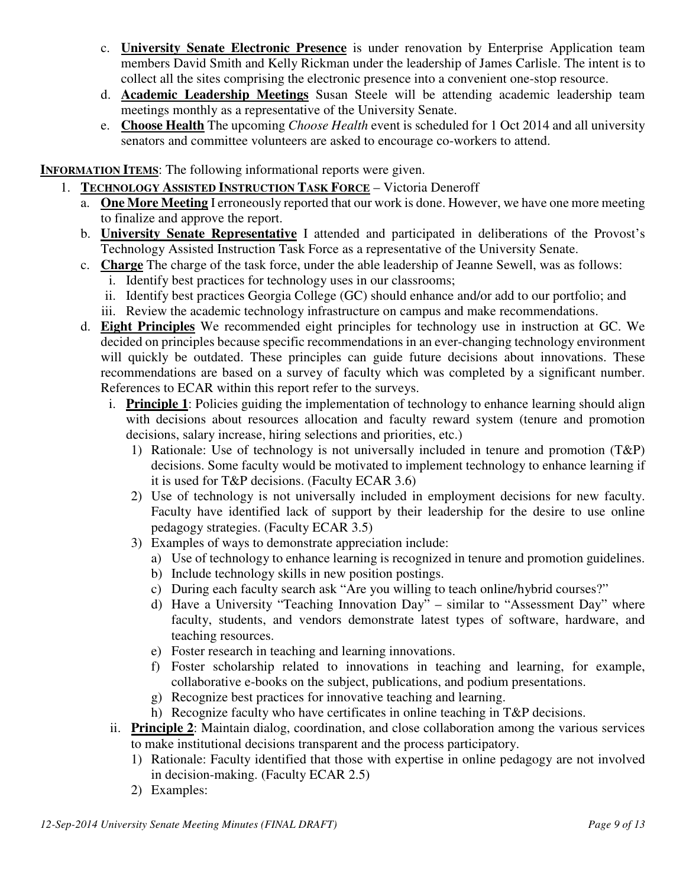c. **University Senate Electronic Presence** is under renovation by Enterprise Application team members David Smith and Kelly Rickman under the leadership of James Carlisle. The intent is to collect all the sites comprising the electronic presence into a convenient one-stop resource.

d. **Academic Leadership Meetings** Susan Steele will be attending academic leadership team meetings monthly as a representative of the University Senate.

e. **Choose Health** The upcoming *Choose Health* event is scheduled for 1 Oct 2014 and all university senators and committee volunteers are asked to encourage co-workers to attend.

**INFORMATION ITEMS**: The following informational reports were given.

1. **TECHNOLOGY ASSISTED INSTRUCTION TASK FORCE** – Victoria Deneroff
   - a. **One More Meeting** I erroneously reported that our work is done. However, we have one more meeting to finalize and approve the report.
   - b. **University Senate Representative** I attended and participated in deliberations of the Provost's Technology Assisted Instruction Task Force as a representative of the University Senate.
   - c. **Charge** The charge of the task force, under the able leadership of Jeanne Sewell, was as follows:
     - i. Identify best practices for technology uses in our classrooms;
     - ii. Identify best practices Georgia College (GC) should enhance and/or add to our portfolio; and
     - iii. Review the academic technology infrastructure on campus and make recommendations.
   - d. **Eight Principles** We recommended eight principles for technology use in instruction at GC. We decided on principles because specific recommendations in an ever-changing technology environment will quickly be outdated. These principles can guide future decisions about innovations. These recommendations are based on a survey of faculty which was completed by a significant number. References to ECAR within this report refer to the surveys.
     - i. **Principle 1**: Policies guiding the implementation of technology to enhance learning should align with decisions about resources allocation and faculty reward system (tenure and promotion decisions, salary increase, hiring selections and priorities, etc.)
       - 1) Rationale: Use of technology is not universally included in tenure and promotion (T&P) decisions. Some faculty would be motivated to implement technology to enhance learning if it is used for T&P decisions. (Faculty ECAR 3.6)
       - 2) Use of technology is not universally included in employment decisions for new faculty. Faculty have identified lack of support by their leadership for the desire to use online pedagogy strategies. (Faculty ECAR 3.5)
       - 3) Examples of ways to demonstrate appreciation include:
         - a) Use of technology to enhance learning is recognized in tenure and promotion guidelines.
         - b) Include technology skills in new position postings.
         - c) During each faculty search ask "Are you willing to teach online/hybrid courses?"
         - d) Have a University "Teaching Innovation Day" – similar to "Assessment Day" where faculty, students, and vendors demonstrate latest types of software, hardware, and teaching resources.
         - e) Foster research in teaching and learning innovations.
         - f) Foster scholarship related to innovations in teaching and learning, for example, collaborative e-books on the subject, publications, and podium presentations.
         - g) Recognize best practices for innovative teaching and learning.
         - h) Recognize faculty who have certificates in online teaching in T&P decisions.
     - ii. **Principle 2**: Maintain dialog, coordination, and close collaboration among the various services to make institutional decisions transparent and the process participatory.
       - 1) Rationale: Faculty identified that those with expertise in online pedagogy are not involved in decision-making. (Faculty ECAR 2.5)
       - 2) Examples: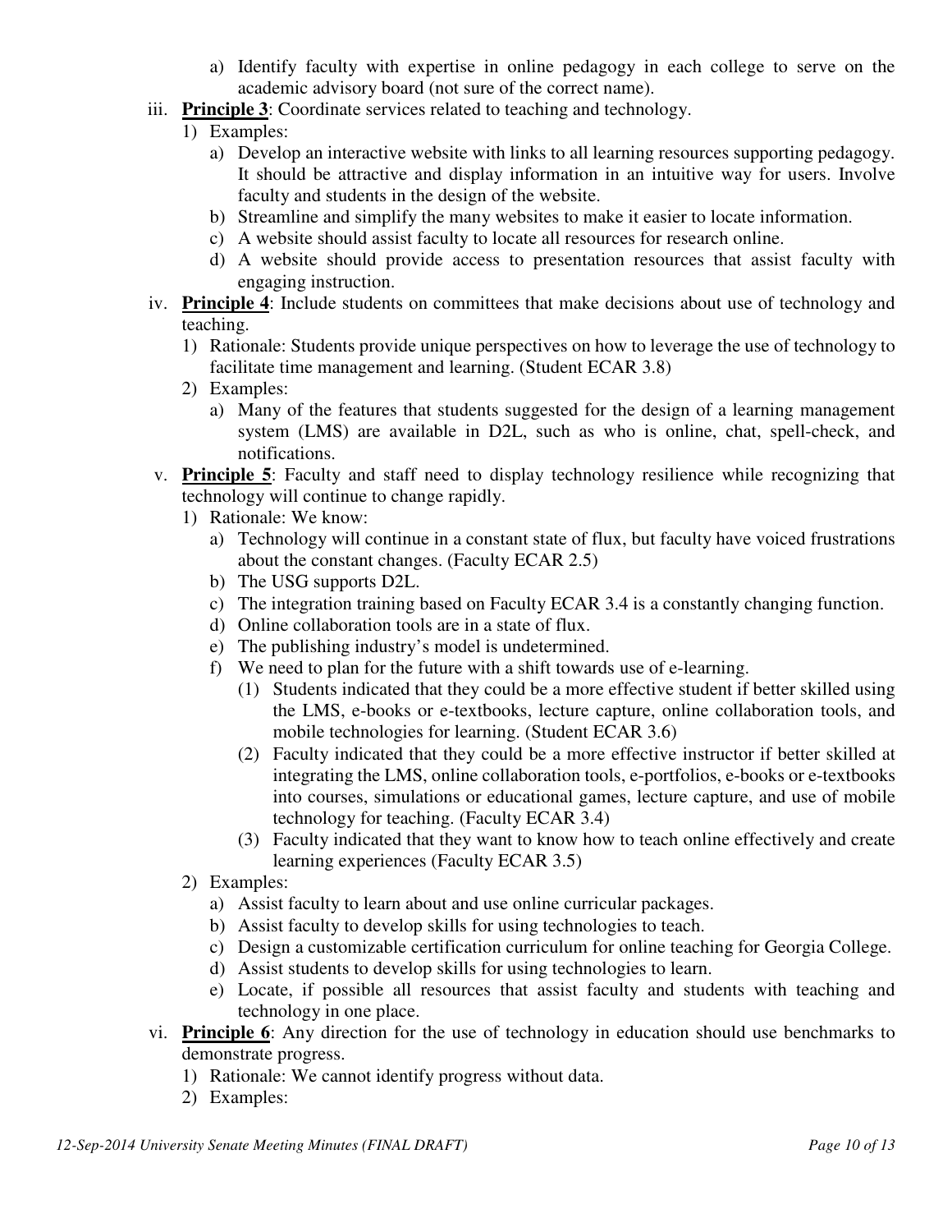a) Identify faculty with expertise in online pedagogy in each college to serve on the academic advisory board (not sure of the correct name).

iii. **Principle 3**: Coordinate services related to teaching and technology.

1) Examples:
   a) Develop an interactive website with links to all learning resources supporting pedagogy. It should be attractive and display information in an intuitive way for users. Involve faculty and students in the design of the website.
   b) Streamline and simplify the many websites to make it easier to locate information.
   c) A website should assist faculty to locate all resources for research online.
   d) A website should provide access to presentation resources that assist faculty with engaging instruction.

iv. **Principle 4**: Include students on committees that make decisions about use of technology and teaching.

1) Rationale: Students provide unique perspectives on how to leverage the use of technology to facilitate time management and learning. (Student ECAR 3.8)
2) Examples:
   a) Many of the features that students suggested for the design of a learning management system (LMS) are available in D2L, such as who is online, chat, spell-check, and notifications.

v. **Principle 5**: Faculty and staff need to display technology resilience while recognizing that technology will continue to change rapidly.

1) Rationale: We know:
   a) Technology will continue in a constant state of flux, but faculty have voiced frustrations about the constant changes. (Faculty ECAR 2.5)
   b) The USG supports D2L.
   c) The integration training based on Faculty ECAR 3.4 is a constantly changing function.
   d) Online collaboration tools are in a state of flux.
   e) The publishing industry's model is undetermined.
   f) We need to plan for the future with a shift towards use of e-learning.
      (1) Students indicated that they could be a more effective student if better skilled using the LMS, e-books or e-textbooks, lecture capture, online collaboration tools, and mobile technologies for learning. (Student ECAR 3.6)
      (2) Faculty indicated that they could be a more effective instructor if better skilled at integrating the LMS, online collaboration tools, e-portfolios, e-books or e-textbooks into courses, simulations or educational games, lecture capture, and use of mobile technology for teaching. (Faculty ECAR 3.4)
      (3) Faculty indicated that they want to know how to teach online effectively and create learning experiences (Faculty ECAR 3.5)
2) Examples:
   a) Assist faculty to learn about and use online curricular packages.
   b) Assist faculty to develop skills for using technologies to teach.
   c) Design a customizable certification curriculum for online teaching for Georgia College.
   d) Assist students to develop skills for using technologies to learn.
   e) Locate, if possible all resources that assist faculty and students with teaching and technology in one place.

vi. **Principle 6**: Any direction for the use of technology in education should use benchmarks to demonstrate progress.

1) Rationale: We cannot identify progress without data.
2) Examples: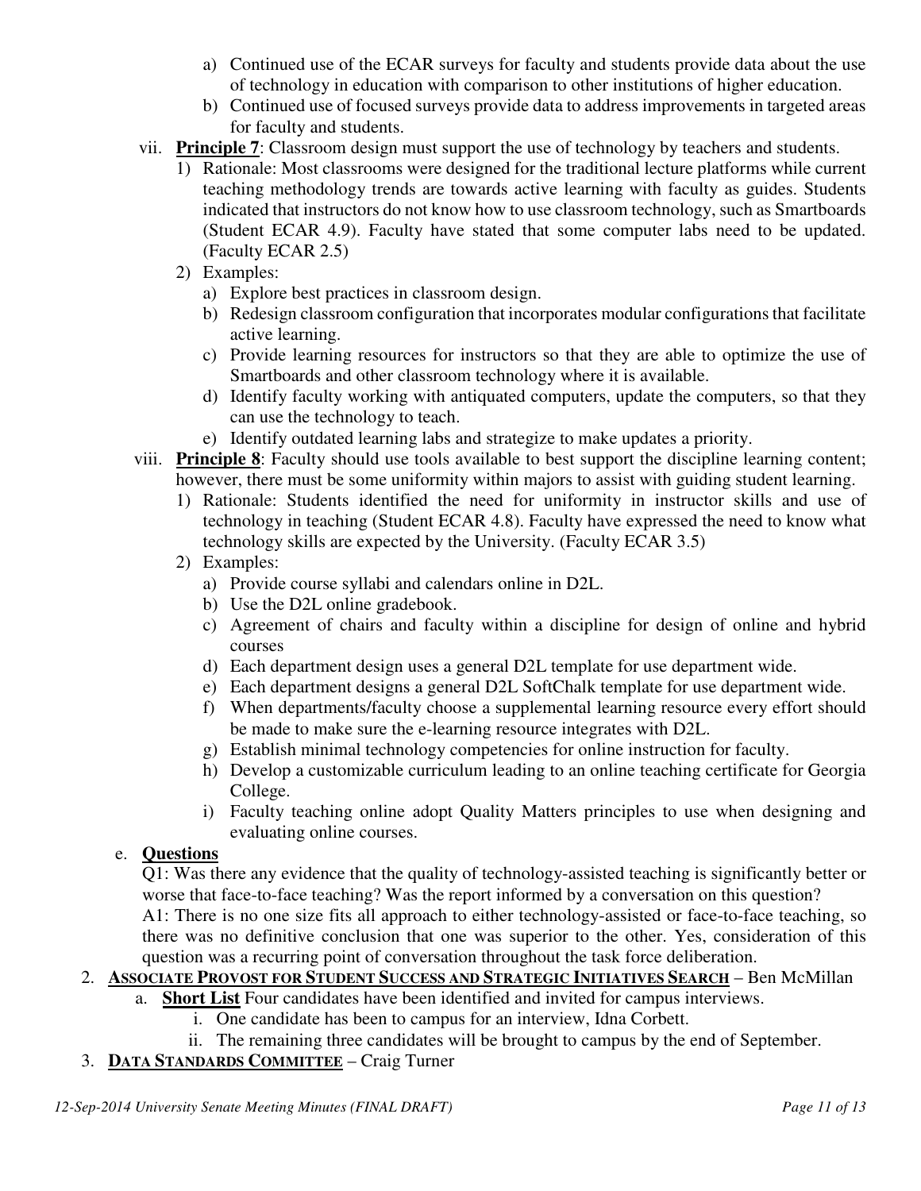a) Continued use of the ECAR surveys for faculty and students provide data about the use of technology in education with comparison to other institutions of higher education.
b) Continued use of focused surveys provide data to address improvements in targeted areas for faculty and students.

vii. **Principle 7**: Classroom design must support the use of technology by teachers and students.

1) Rationale: Most classrooms were designed for the traditional lecture platforms while current teaching methodology trends are towards active learning with faculty as guides. Students indicated that instructors do not know how to use classroom technology, such as Smartboards (Student ECAR 4.9). Faculty have stated that some computer labs need to be updated. (Faculty ECAR 2.5)
2) Examples:
   a) Explore best practices in classroom design.
   b) Redesign classroom configuration that incorporates modular configurations that facilitate active learning.
   c) Provide learning resources for instructors so that they are able to optimize the use of Smartboards and other classroom technology where it is available.
   d) Identify faculty working with antiquated computers, update the computers, so that they can use the technology to teach.
   e) Identify outdated learning labs and strategize to make updates a priority.

viii. **Principle 8**: Faculty should use tools available to best support the discipline learning content; however, there must be some uniformity within majors to assist with guiding student learning.

1) Rationale: Students identified the need for uniformity in instructor skills and use of technology in teaching (Student ECAR 4.8). Faculty have expressed the need to know what technology skills are expected by the University. (Faculty ECAR 3.5)
2) Examples:
   a) Provide course syllabi and calendars online in D2L.
   b) Use the D2L online gradebook.
   c) Agreement of chairs and faculty within a discipline for design of online and hybrid courses
   d) Each department design uses a general D2L template for use department wide.
   e) Each department designs a general D2L SoftChalk template for use department wide.
   f) When departments/faculty choose a supplemental learning resource every effort should be made to make sure the e-learning resource integrates with D2L.
   g) Establish minimal technology competencies for online instruction for faculty.
   h) Develop a customizable curriculum leading to an online teaching certificate for Georgia College.
   i) Faculty teaching online adopt Quality Matters principles to use when designing and evaluating online courses.

e. **Questions**

Q1: Was there any evidence that the quality of technology-assisted teaching is significantly better or worse that face-to-face teaching? Was the report informed by a conversation on this question?

A1: There is no one size fits all approach to either technology-assisted or face-to-face teaching, so there was no definitive conclusion that one was superior to the other. Yes, consideration of this question was a recurring point of conversation throughout the task force deliberation.

2. **ASSOCIATE PROVOST FOR STUDENT SUCCESS AND STRATEGIC INITIATIVES SEARCH** – Ben McMillan
   a. **Short List** Four candidates have been identified and invited for campus interviews.
      i. One candidate has been to campus for an interview, Idna Corbett.
      ii. The remaining three candidates will be brought to campus by the end of September.
3. **DATA STANDARDS COMMITTEE** – Craig Turner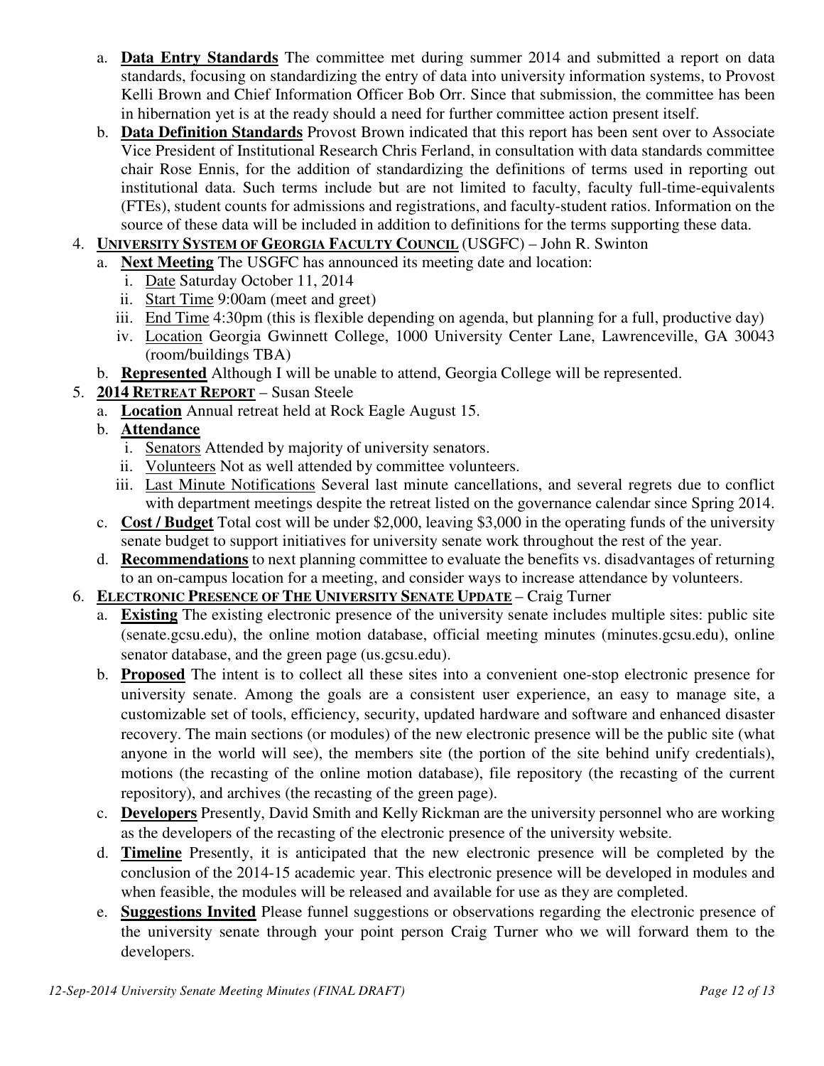a. **Data Entry Standards** The committee met during summer 2014 and submitted a report on data standards, focusing on standardizing the entry of data into university information systems, to Provost Kelli Brown and Chief Information Officer Bob Orr. Since that submission, the committee has been in hibernation yet is at the ready should a need for further committee action present itself.

b. **Data Definition Standards** Provost Brown indicated that this report has been sent over to Associate Vice President of Institutional Research Chris Ferland, in consultation with data standards committee chair Rose Ennis, for the addition of standardizing the definitions of terms used in reporting out institutional data. Such terms include but are not limited to faculty, faculty full-time-equivalents (FTEs), student counts for admissions and registrations, and faculty-student ratios. Information on the source of these data will be included in addition to definitions for the terms supporting these data.

4. **UNIVERSITY SYSTEM OF GEORGIA FACULTY COUNCIL** (USGFC) – John R. Swinton
   a. **Next Meeting** The USGFC has announced its meeting date and location:
      i. Date Saturday October 11, 2014
      ii. Start Time 9:00am (meet and greet)
      iii. End Time 4:30pm (this is flexible depending on agenda, but planning for a full, productive day)
      iv. Location Georgia Gwinnett College, 1000 University Center Lane, Lawrenceville, GA 30043 (room/buildings TBA)
   b. **Represented** Although I will be unable to attend, Georgia College will be represented.

5. **2014 RETREAT REPORT** – Susan Steele
   a. **Location** Annual retreat held at Rock Eagle August 15.
   b. **Attendance**
      i. Senators Attended by majority of university senators.
      ii. Volunteers Not as well attended by committee volunteers.
      iii. Last Minute Notifications Several last minute cancellations, and several regrets due to conflict with department meetings despite the retreat listed on the governance calendar since Spring 2014.
   c. **Cost / Budget** Total cost will be under $2,000, leaving $3,000 in the operating funds of the university senate budget to support initiatives for university senate work throughout the rest of the year.
   d. **Recommendations** to next planning committee to evaluate the benefits vs. disadvantages of returning to an on-campus location for a meeting, and consider ways to increase attendance by volunteers.

6. **ELECTRONIC PRESENCE OF THE UNIVERSITY SENATE UPDATE** – Craig Turner
   a. **Existing** The existing electronic presence of the university senate includes multiple sites: public site (senate.gcsu.edu), the online motion database, official meeting minutes (minutes.gcsu.edu), online senator database, and the green page (us.gcsu.edu).
   b. **Proposed** The intent is to collect all these sites into a convenient one-stop electronic presence for university senate. Among the goals are a consistent user experience, an easy to manage site, a customizable set of tools, efficiency, security, updated hardware and software and enhanced disaster recovery. The main sections (or modules) of the new electronic presence will be the public site (what anyone in the world will see), the members site (the portion of the site behind unify credentials), motions (the recasting of the online motion database), file repository (the recasting of the current repository), and archives (the recasting of the green page).
   c. **Developers** Presently, David Smith and Kelly Rickman are the university personnel who are working as the developers of the recasting of the electronic presence of the university website.
   d. **Timeline** Presently, it is anticipated that the new electronic presence will be completed by the conclusion of the 2014-15 academic year. This electronic presence will be developed in modules and when feasible, the modules will be released and available for use as they are completed.
   e. **Suggestions Invited** Please funnel suggestions or observations regarding the electronic presence of the university senate through your point person Craig Turner who we will forward them to the developers.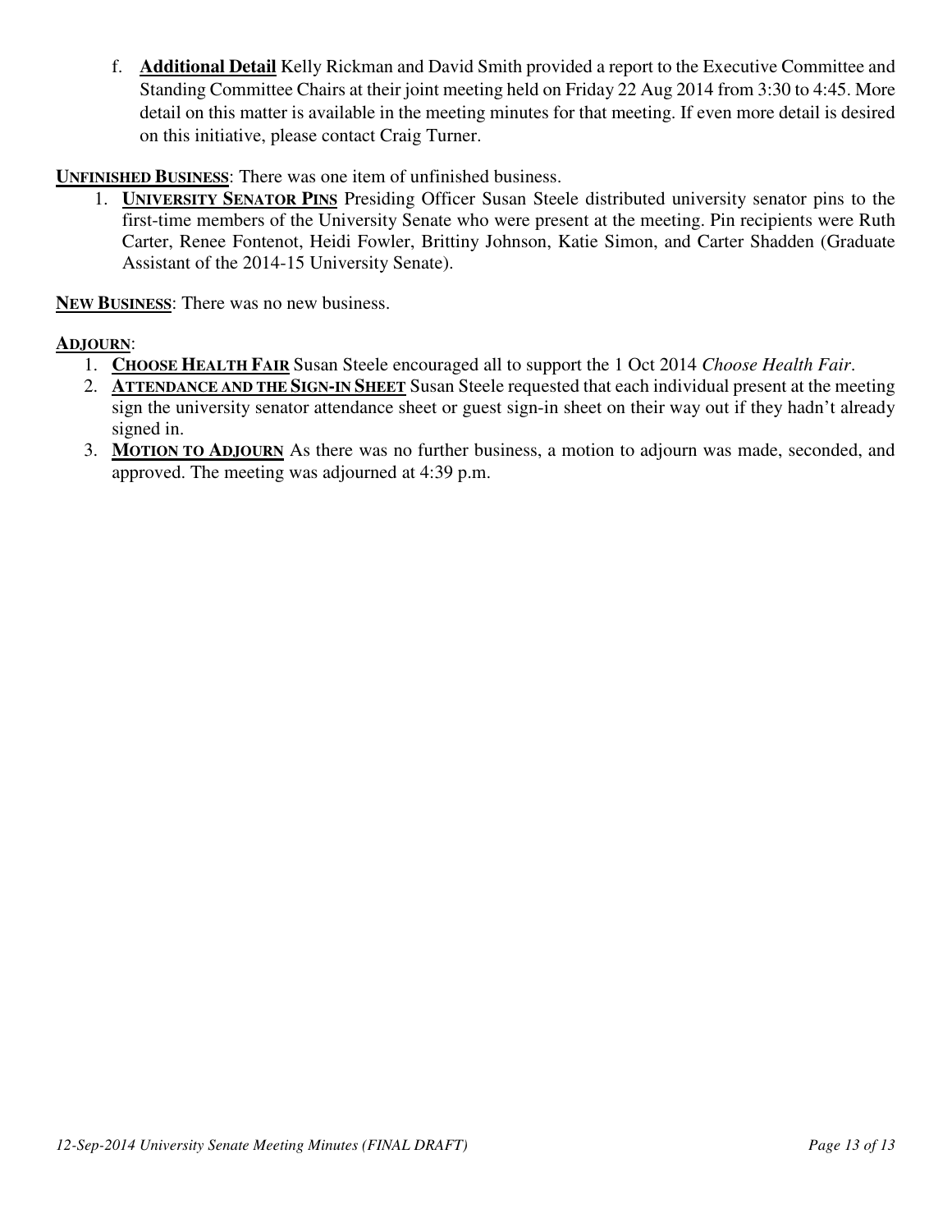f. **Additional Detail** Kelly Rickman and David Smith provided a report to the Executive Committee and Standing Committee Chairs at their joint meeting held on Friday 22 Aug 2014 from 3:30 to 4:45. More detail on this matter is available in the meeting minutes for that meeting. If even more detail is desired on this initiative, please contact Craig Turner.

**UNFINISHED BUSINESS**: There was one item of unfinished business.

1. **UNIVERSITY SENATOR PINS** Presiding Officer Susan Steele distributed university senator pins to the first-time members of the University Senate who were present at the meeting. Pin recipients were Ruth Carter, Renee Fontenot, Heidi Fowler, Brittiny Johnson, Katie Simon, and Carter Shadden (Graduate Assistant of the 2014-15 University Senate).

**NEW BUSINESS**: There was no new business.

**ADJOURN**:

1. **CHOOSE HEALTH FAIR** Susan Steele encouraged all to support the 1 Oct 2014 *Choose Health Fair*.
2. **ATTENDANCE AND THE SIGN-IN SHEET** Susan Steele requested that each individual present at the meeting sign the university senator attendance sheet or guest sign-in sheet on their way out if they hadn't already signed in.
3. **MOTION TO ADJOURN** As there was no further business, a motion to adjourn was made, seconded, and approved. The meeting was adjourned at 4:39 p.m.